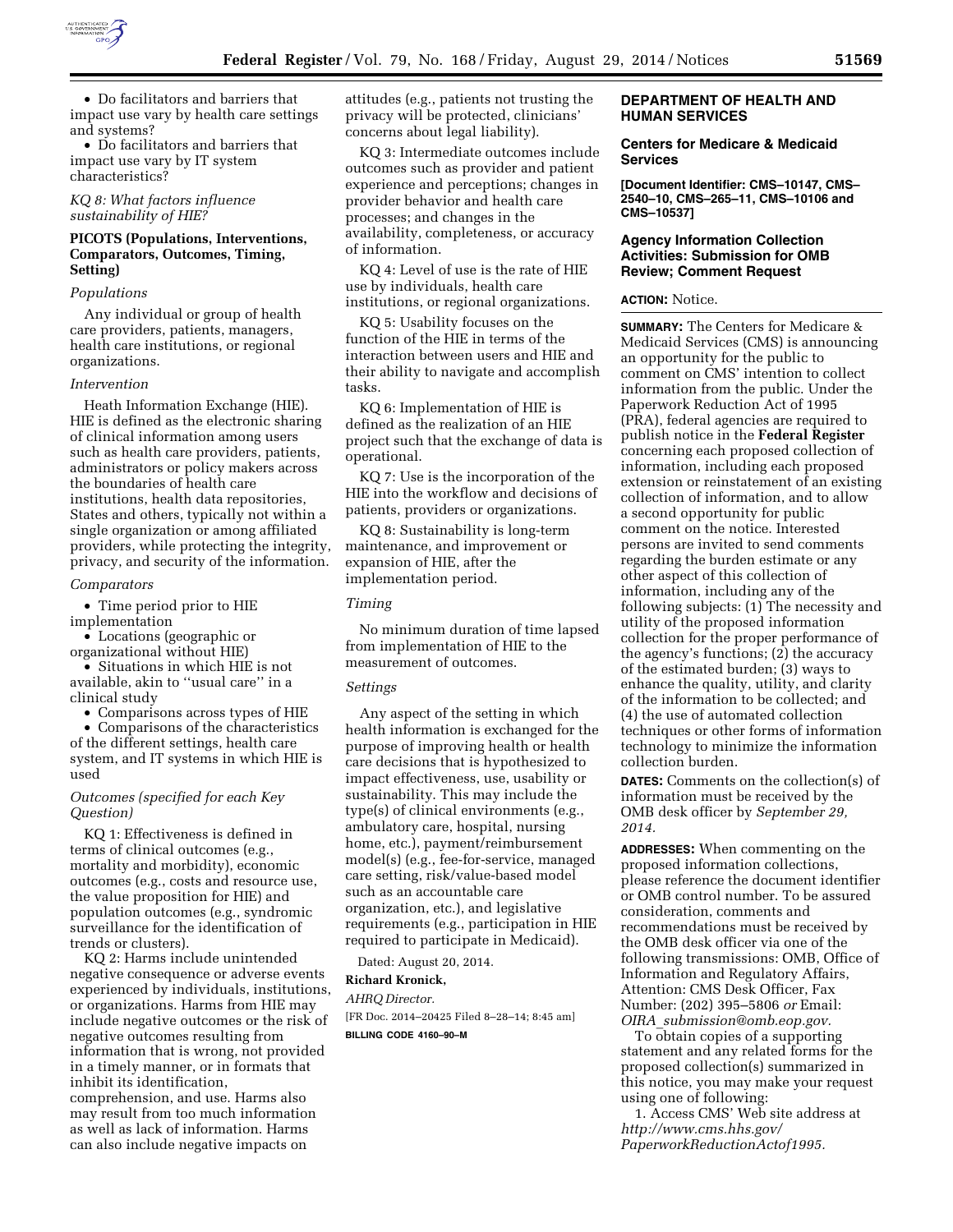- Do facilitators and barriers that impact use vary by health care settings and systems?
- Do facilitators and barriers that impact use vary by IT system characteristics?

*KQ 8: What factors influence sustainability of HIE?*

### PICOTS (Populations, Interventions, Comparators, Outcomes, Timing, Setting)

*Populations*

Any individual or group of health care providers, patients, managers, health care institutions, or regional organizations.

*Intervention*

Heath Information Exchange (HIE). HIE is defined as the electronic sharing of clinical information among users such as health care providers, patients, administrators or policy makers across the boundaries of health care institutions, health data repositories, States and others, typically not within a single organization or among affiliated providers, while protecting the integrity, privacy, and security of the information.

*Comparators*

- Time period prior to HIE implementation
- Locations (geographic or organizational without HIE)
- Situations in which HIE is not available, akin to ''usual care'' in a clinical study
- Comparisons across types of HIE
- Comparisons of the characteristics of the different settings, health care system, and IT systems in which HIE is used

*Outcomes (specified for each Key Question)*

KQ 1: Effectiveness is defined in terms of clinical outcomes (e.g., mortality and morbidity), economic outcomes (e.g., costs and resource use, the value proposition for HIE) and population outcomes (e.g., syndromic surveillance for the identification of trends or clusters).

KQ 2: Harms include unintended negative consequence or adverse events experienced by individuals, institutions, or organizations. Harms from HIE may include negative outcomes or the risk of negative outcomes resulting from information that is wrong, not provided in a timely manner, or in formats that inhibit its identification, comprehension, and use. Harms also may result from too much information as well as lack of information. Harms can also include negative impacts on attitudes (e.g., patients not trusting the privacy will be protected, clinicians' concerns about legal liability).

KQ 3: Intermediate outcomes include outcomes such as provider and patient experience and perceptions; changes in provider behavior and health care processes; and changes in the availability, completeness, or accuracy of information.

KQ 4: Level of use is the rate of HIE use by individuals, health care institutions, or regional organizations.

KQ 5: Usability focuses on the function of the HIE in terms of the interaction between users and HIE and their ability to navigate and accomplish tasks.

KQ 6: Implementation of HIE is defined as the realization of an HIE project such that the exchange of data is operational.

KQ 7: Use is the incorporation of the HIE into the workflow and decisions of patients, providers or organizations.

KQ 8: Sustainability is long-term maintenance, and improvement or expansion of HIE, after the implementation period.

*Timing*

No minimum duration of time lapsed from implementation of HIE to the measurement of outcomes.

*Settings*

Any aspect of the setting in which health information is exchanged for the purpose of improving health or health care decisions that is hypothesized to impact effectiveness, use, usability or sustainability. This may include the type(s) of clinical environments (e.g., ambulatory care, hospital, nursing home, etc.), payment/reimbursement model(s) (e.g., fee-for-service, managed care setting, risk/value-based model such as an accountable care organization, etc.), and legislative requirements (e.g., participation in HIE required to participate in Medicaid).

Dated: August 20, 2014.

**Richard Kronick,**

*AHRQ Director.*

[FR Doc. 2014–20425 Filed 8–28–14; 8:45 am]

**BILLING CODE 4160–90–M**

## DEPARTMENT OF HEALTH AND HUMAN SERVICES

### Centers for Medicare & Medicaid Services

**[Document Identifier: CMS–10147, CMS–2540–10, CMS–265–11, CMS–10106 and CMS–10537]**

### Agency Information Collection Activities: Submission for OMB Review; Comment Request

**ACTION:** Notice.

**SUMMARY:** The Centers for Medicare & Medicaid Services (CMS) is announcing an opportunity for the public to comment on CMS' intention to collect information from the public. Under the Paperwork Reduction Act of 1995 (PRA), federal agencies are required to publish notice in the **Federal Register** concerning each proposed collection of information, including each proposed extension or reinstatement of an existing collection of information, and to allow a second opportunity for public comment on the notice. Interested persons are invited to send comments regarding the burden estimate or any other aspect of this collection of information, including any of the following subjects: (1) The necessity and utility of the proposed information collection for the proper performance of the agency's functions; (2) the accuracy of the estimated burden; (3) ways to enhance the quality, utility, and clarity of the information to be collected; and (4) the use of automated collection techniques or other forms of information technology to minimize the information collection burden.

**DATES:** Comments on the collection(s) of information must be received by the OMB desk officer by *September 29, 2014.*

**ADDRESSES:** When commenting on the proposed information collections, please reference the document identifier or OMB control number. To be assured consideration, comments and recommendations must be received by the OMB desk officer via one of the following transmissions: OMB, Office of Information and Regulatory Affairs, Attention: CMS Desk Officer, Fax Number: (202) 395–5806 *or* Email: *OIRA_submission@omb.eop.gov.*

To obtain copies of a supporting statement and any related forms for the proposed collection(s) summarized in this notice, you may make your request using one of following:

1. Access CMS' Web site address at *http://www.cms.hhs.gov/PaperworkReductionActof1995.*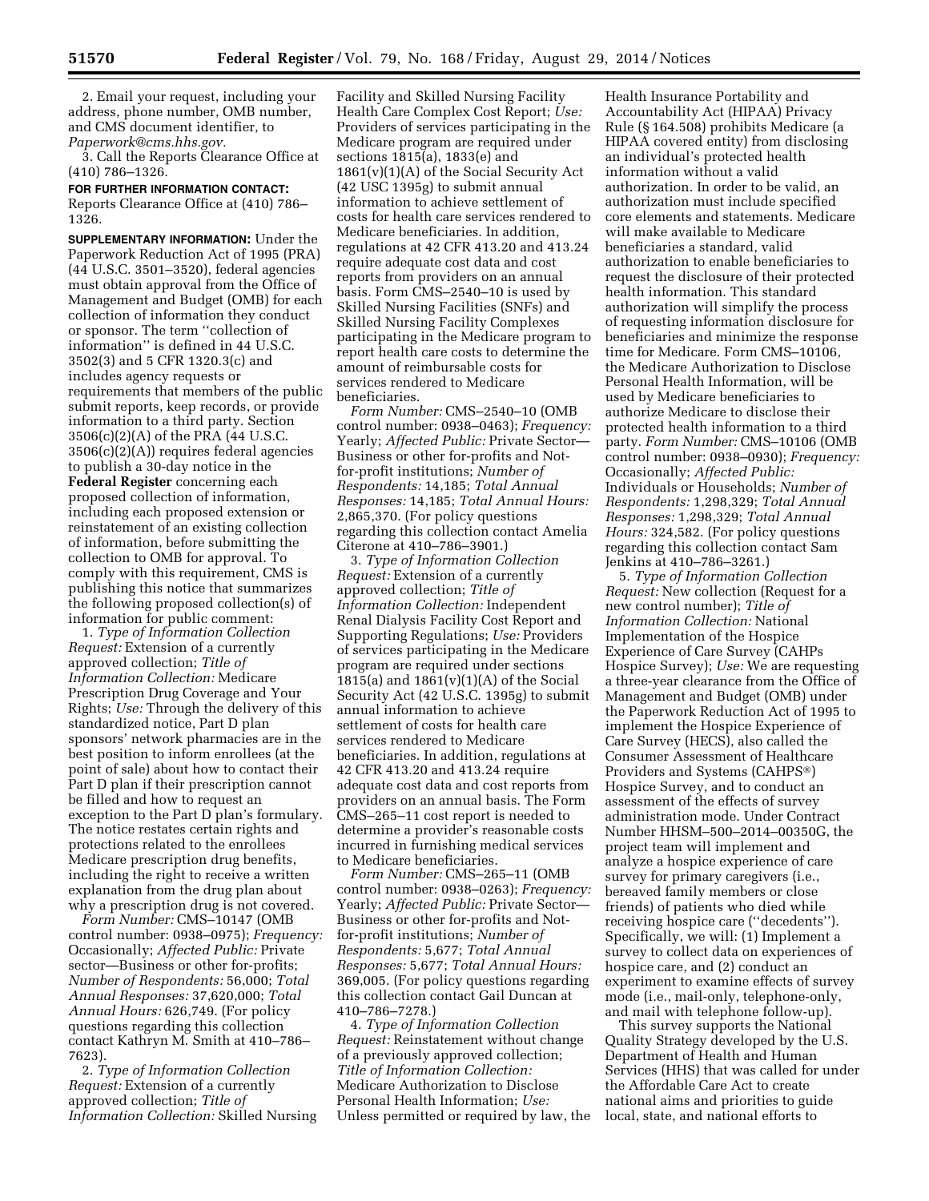2. Email your request, including your address, phone number, OMB number, and CMS document identifier, to *Paperwork@cms.hhs.gov.*

3. Call the Reports Clearance Office at (410) 786–1326.

**FOR FURTHER INFORMATION CONTACT:** Reports Clearance Office at (410) 786–1326.

**SUPPLEMENTARY INFORMATION:** Under the Paperwork Reduction Act of 1995 (PRA) (44 U.S.C. 3501–3520), federal agencies must obtain approval from the Office of Management and Budget (OMB) for each collection of information they conduct or sponsor. The term ''collection of information'' is defined in 44 U.S.C. 3502(3) and 5 CFR 1320.3(c) and includes agency requests or requirements that members of the public submit reports, keep records, or provide information to a third party. Section 3506(c)(2)(A) of the PRA (44 U.S.C. 3506(c)(2)(A)) requires federal agencies to publish a 30-day notice in the **Federal Register** concerning each proposed collection of information, including each proposed extension or reinstatement of an existing collection of information, before submitting the collection to OMB for approval. To comply with this requirement, CMS is publishing this notice that summarizes the following proposed collection(s) of information for public comment:

1. *Type of Information Collection Request:* Extension of a currently approved collection; *Title of Information Collection:* Medicare Prescription Drug Coverage and Your Rights; *Use:* Through the delivery of this standardized notice, Part D plan sponsors' network pharmacies are in the best position to inform enrollees (at the point of sale) about how to contact their Part D plan if their prescription cannot be filled and how to request an exception to the Part D plan's formulary. The notice restates certain rights and protections related to the enrollees Medicare prescription drug benefits, including the right to receive a written explanation from the drug plan about why a prescription drug is not covered.

*Form Number:* CMS–10147 (OMB control number: 0938–0975); *Frequency:* Occasionally; *Affected Public:* Private sector—Business or other for-profits; *Number of Respondents:* 56,000; *Total Annual Responses:* 37,620,000; *Total Annual Hours:* 626,749. (For policy questions regarding this collection contact Kathryn M. Smith at 410–786–7623).

2. *Type of Information Collection Request:* Extension of a currently approved collection; *Title of Information Collection:* Skilled Nursing Facility and Skilled Nursing Facility Health Care Complex Cost Report; *Use:* Providers of services participating in the Medicare program are required under sections 1815(a), 1833(e) and 1861(v)(1)(A) of the Social Security Act (42 USC 1395g) to submit annual information to achieve settlement of costs for health care services rendered to Medicare beneficiaries. In addition, regulations at 42 CFR 413.20 and 413.24 require adequate cost data and cost reports from providers on an annual basis. Form CMS–2540–10 is used by Skilled Nursing Facilities (SNFs) and Skilled Nursing Facility Complexes participating in the Medicare program to report health care costs to determine the amount of reimbursable costs for services rendered to Medicare beneficiaries.

*Form Number:* CMS–2540–10 (OMB control number: 0938–0463); *Frequency:* Yearly; *Affected Public:* Private Sector—Business or other for-profits and Not-for-profit institutions; *Number of Respondents:* 14,185; *Total Annual Responses:* 14,185; *Total Annual Hours:* 2,865,370. (For policy questions regarding this collection contact Amelia Citerone at 410–786–3901.)

3. *Type of Information Collection Request:* Extension of a currently approved collection; *Title of Information Collection:* Independent Renal Dialysis Facility Cost Report and Supporting Regulations; *Use:* Providers of services participating in the Medicare program are required under sections 1815(a) and 1861(v)(1)(A) of the Social Security Act (42 U.S.C. 1395g) to submit annual information to achieve settlement of costs for health care services rendered to Medicare beneficiaries. In addition, regulations at 42 CFR 413.20 and 413.24 require adequate cost data and cost reports from providers on an annual basis. The Form CMS–265–11 cost report is needed to determine a provider's reasonable costs incurred in furnishing medical services to Medicare beneficiaries.

*Form Number:* CMS–265–11 (OMB control number: 0938–0263); *Frequency:* Yearly; *Affected Public:* Private Sector—Business or other for-profits and Not-for-profit institutions; *Number of Respondents:* 5,677; *Total Annual Responses:* 5,677; *Total Annual Hours:* 369,005. (For policy questions regarding this collection contact Gail Duncan at 410–786–7278.)

4. *Type of Information Collection Request:* Reinstatement without change of a previously approved collection; *Title of Information Collection:* Medicare Authorization to Disclose Personal Health Information; *Use:* Unless permitted or required by law, the Health Insurance Portability and Accountability Act (HIPAA) Privacy Rule (§ 164.508) prohibits Medicare (a HIPAA covered entity) from disclosing an individual's protected health information without a valid authorization. In order to be valid, an authorization must include specified core elements and statements. Medicare will make available to Medicare beneficiaries a standard, valid authorization to enable beneficiaries to request the disclosure of their protected health information. This standard authorization will simplify the process of requesting information disclosure for beneficiaries and minimize the response time for Medicare. Form CMS–10106, the Medicare Authorization to Disclose Personal Health Information, will be used by Medicare beneficiaries to authorize Medicare to disclose their protected health information to a third party. *Form Number:* CMS–10106 (OMB control number: 0938–0930); *Frequency:* Occasionally; *Affected Public:* Individuals or Households; *Number of Respondents:* 1,298,329; *Total Annual Responses:* 1,298,329; *Total Annual Hours:* 324,582. (For policy questions regarding this collection contact Sam Jenkins at 410–786–3261.)

5. *Type of Information Collection Request:* New collection (Request for a new control number); *Title of Information Collection:* National Implementation of the Hospice Experience of Care Survey (CAHPs Hospice Survey); *Use:* We are requesting a three-year clearance from the Office of Management and Budget (OMB) under the Paperwork Reduction Act of 1995 to implement the Hospice Experience of Care Survey (HECS), also called the Consumer Assessment of Healthcare Providers and Systems (CAHPS®) Hospice Survey, and to conduct an assessment of the effects of survey administration mode. Under Contract Number HHSM–500–2014–00350G, the project team will implement and analyze a hospice experience of care survey for primary caregivers (i.e., bereaved family members or close friends) of patients who died while receiving hospice care (''decedents''). Specifically, we will: (1) Implement a survey to collect data on experiences of hospice care, and (2) conduct an experiment to examine effects of survey mode (i.e., mail-only, telephone-only, and mail with telephone follow-up).

This survey supports the National Quality Strategy developed by the U.S. Department of Health and Human Services (HHS) that was called for under the Affordable Care Act to create national aims and priorities to guide local, state, and national efforts to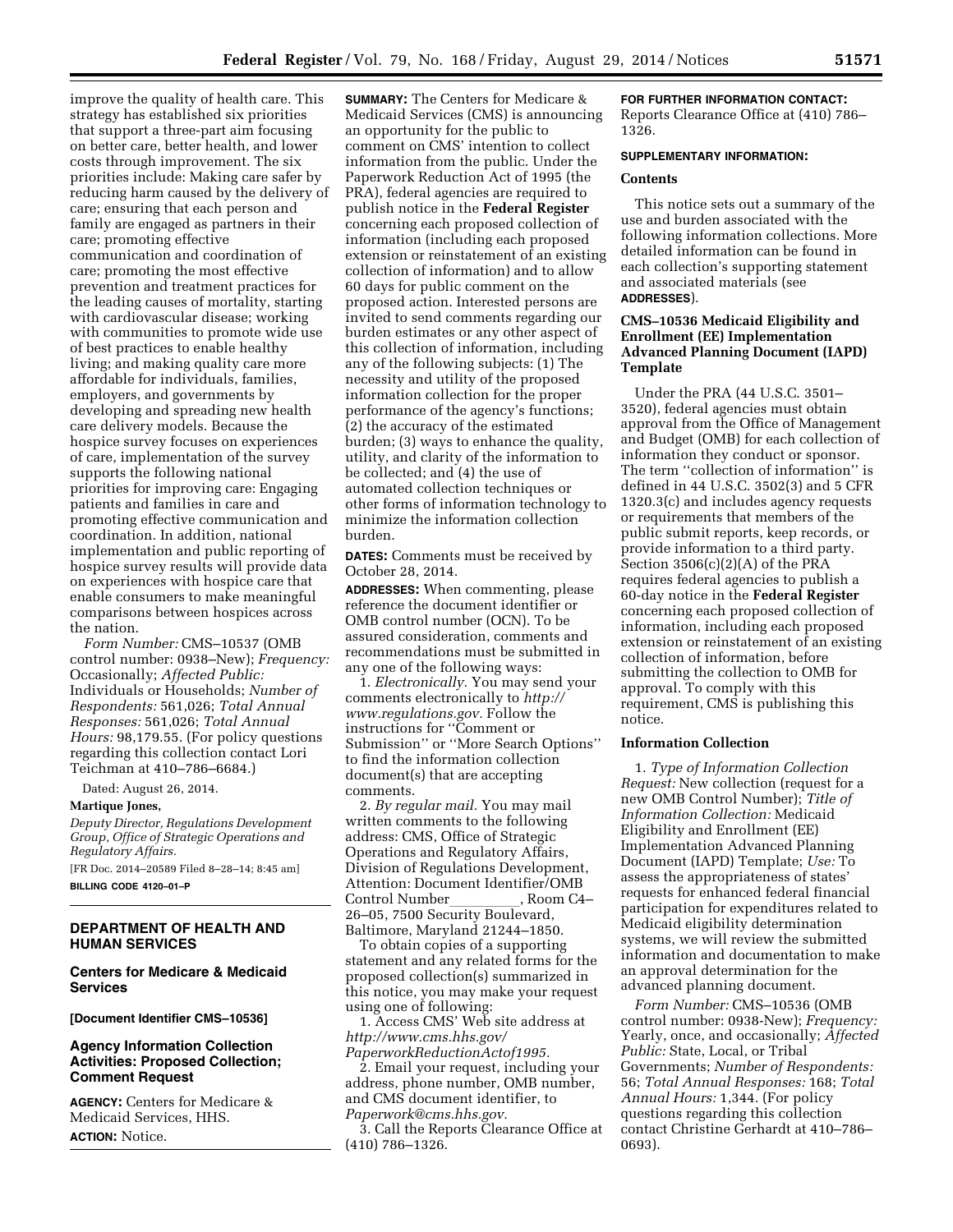improve the quality of health care. This strategy has established six priorities that support a three-part aim focusing on better care, better health, and lower costs through improvement. The six priorities include: Making care safer by reducing harm caused by the delivery of care; ensuring that each person and family are engaged as partners in their care; promoting effective communication and coordination of care; promoting the most effective prevention and treatment practices for the leading causes of mortality, starting with cardiovascular disease; working with communities to promote wide use of best practices to enable healthy living; and making quality care more affordable for individuals, families, employers, and governments by developing and spreading new health care delivery models. Because the hospice survey focuses on experiences of care, implementation of the survey supports the following national priorities for improving care: Engaging patients and families in care and promoting effective communication and coordination. In addition, national implementation and public reporting of hospice survey results will provide data on experiences with hospice care that enable consumers to make meaningful comparisons between hospices across the nation.

*Form Number:* CMS–10537 (OMB control number: 0938–New); *Frequency:* Occasionally; *Affected Public:* Individuals or Households; *Number of Respondents:* 561,026; *Total Annual Responses:* 561,026; *Total Annual Hours:* 98,179.55. (For policy questions regarding this collection contact Lori Teichman at 410–786–6684.)

Dated: August 26, 2014.

**Martique Jones,**

*Deputy Director, Regulations Development Group, Office of Strategic Operations and Regulatory Affairs.*

[FR Doc. 2014–20589 Filed 8–28–14; 8:45 am]

**BILLING CODE 4120–01–P**

## DEPARTMENT OF HEALTH AND HUMAN SERVICES

### Centers for Medicare & Medicaid Services

**[Document Identifier CMS–10536]**

### Agency Information Collection Activities: Proposed Collection; Comment Request

**AGENCY:** Centers for Medicare & Medicaid Services, HHS.

**ACTION:** Notice.

**SUMMARY:** The Centers for Medicare & Medicaid Services (CMS) is announcing an opportunity for the public to comment on CMS' intention to collect information from the public. Under the Paperwork Reduction Act of 1995 (the PRA), federal agencies are required to publish notice in the **Federal Register** concerning each proposed collection of information (including each proposed extension or reinstatement of an existing collection of information) and to allow 60 days for public comment on the proposed action. Interested persons are invited to send comments regarding our burden estimates or any other aspect of this collection of information, including any of the following subjects: (1) The necessity and utility of the proposed information collection for the proper performance of the agency's functions; (2) the accuracy of the estimated burden; (3) ways to enhance the quality, utility, and clarity of the information to be collected; and (4) the use of automated collection techniques or other forms of information technology to minimize the information collection burden.

**DATES:** Comments must be received by October 28, 2014.

**ADDRESSES:** When commenting, please reference the document identifier or OMB control number (OCN). To be assured consideration, comments and recommendations must be submitted in any one of the following ways:

1. *Electronically.* You may send your comments electronically to *http://www.regulations.gov.* Follow the instructions for ''Comment or Submission'' or ''More Search Options'' to find the information collection document(s) that are accepting comments.

2. *By regular mail.* You may mail written comments to the following address: CMS, Office of Strategic Operations and Regulatory Affairs, Division of Regulations Development, Attention: Document Identifier/OMB Control Number\_\_\_\_\_\_\_\_\_\_, Room C4–26–05, 7500 Security Boulevard, Baltimore, Maryland 21244–1850.

To obtain copies of a supporting statement and any related forms for the proposed collection(s) summarized in this notice, you may make your request using one of following:

1. Access CMS' Web site address at *http://www.cms.hhs.gov/PaperworkReductionActof1995.*

2. Email your request, including your address, phone number, OMB number, and CMS document identifier, to *Paperwork@cms.hhs.gov.*

3. Call the Reports Clearance Office at (410) 786–1326.

**FOR FURTHER INFORMATION CONTACT:** Reports Clearance Office at (410) 786–1326.

**SUPPLEMENTARY INFORMATION:**

**Contents**

This notice sets out a summary of the use and burden associated with the following information collections. More detailed information can be found in each collection's supporting statement and associated materials (see **ADDRESSES**).

**CMS–10536 Medicaid Eligibility and Enrollment (EE) Implementation Advanced Planning Document (IAPD) Template**

Under the PRA (44 U.S.C. 3501–3520), federal agencies must obtain approval from the Office of Management and Budget (OMB) for each collection of information they conduct or sponsor. The term ''collection of information'' is defined in 44 U.S.C. 3502(3) and 5 CFR 1320.3(c) and includes agency requests or requirements that members of the public submit reports, keep records, or provide information to a third party. Section 3506(c)(2)(A) of the PRA requires federal agencies to publish a 60-day notice in the **Federal Register** concerning each proposed collection of information, including each proposed extension or reinstatement of an existing collection of information, before submitting the collection to OMB for approval. To comply with this requirement, CMS is publishing this notice.

**Information Collection**

1. *Type of Information Collection Request:* New collection (request for a new OMB Control Number); *Title of Information Collection:* Medicaid Eligibility and Enrollment (EE) Implementation Advanced Planning Document (IAPD) Template; *Use:* To assess the appropriateness of states' requests for enhanced federal financial participation for expenditures related to Medicaid eligibility determination systems, we will review the submitted information and documentation to make an approval determination for the advanced planning document.

*Form Number:* CMS–10536 (OMB control number: 0938-New); *Frequency:* Yearly, once, and occasionally; *Affected Public:* State, Local, or Tribal Governments; *Number of Respondents:* 56; *Total Annual Responses:* 168; *Total Annual Hours:* 1,344. (For policy questions regarding this collection contact Christine Gerhardt at 410–786–0693).